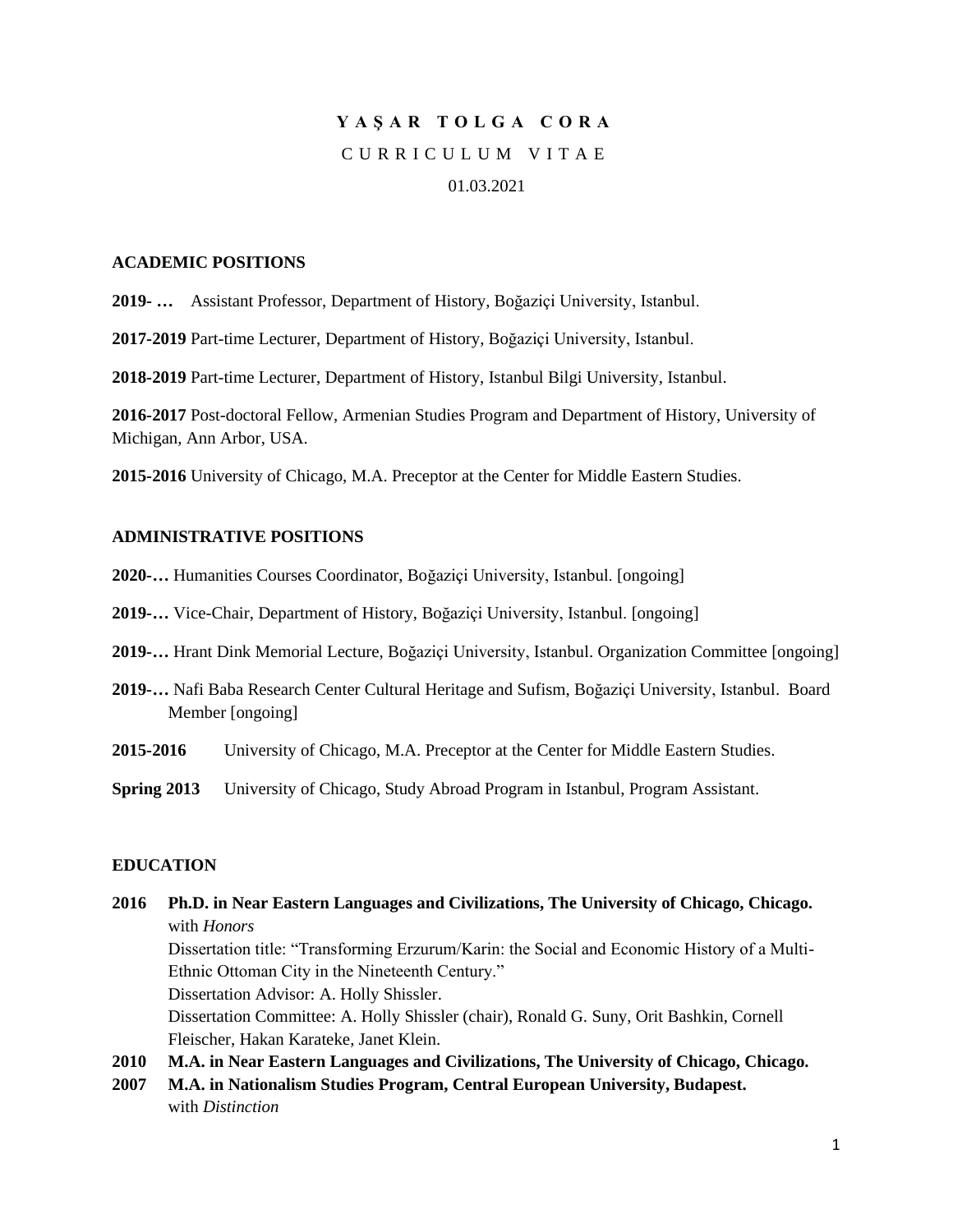# YAŞAR TOLGA CORA

## CURRICULUM VITAE

01.03.2021

## ACADEMIC POSITIONS

**2019- …** Assistant Professor, Department of History, Boğaziçi University, Istanbul.

**2017-2019** Part-time Lecturer, Department of History, Boğaziçi University, Istanbul.

**2018-2019** Part-time Lecturer, Department of History, Istanbul Bilgi University, Istanbul.

**2016-2017** Post-doctoral Fellow, Armenian Studies Program and Department of History, University of Michigan, Ann Arbor, USA.

**2015-2016** University of Chicago, M.A. Preceptor at the Center for Middle Eastern Studies.

## ADMINISTRATIVE POSITIONS

**2020-…** Humanities Courses Coordinator, Boğaziçi University, Istanbul. [ongoing]

**2019-…** Vice-Chair, Department of History, Boğaziçi University, Istanbul. [ongoing]

**2019-…** Hrant Dink Memorial Lecture, Boğaziçi University, Istanbul. Organization Committee [ongoing]

**2019-…** Nafi Baba Research Center Cultural Heritage and Sufism, Boğaziçi University, Istanbul. Board Member [ongoing]

**2015-2016** University of Chicago, M.A. Preceptor at the Center for Middle Eastern Studies.

**Spring 2013** University of Chicago, Study Abroad Program in Istanbul, Program Assistant.

## EDUCATION

**2016** **Ph.D. in Near Eastern Languages and Civilizations, The University of Chicago, Chicago.** with *Honors*
Dissertation title: "Transforming Erzurum/Karin: the Social and Economic History of a Multi-Ethnic Ottoman City in the Nineteenth Century."
Dissertation Advisor: A. Holly Shissler.
Dissertation Committee: A. Holly Shissler (chair), Ronald G. Suny, Orit Bashkin, Cornell Fleischer, Hakan Karateke, Janet Klein.

**2010** **M.A. in Near Eastern Languages and Civilizations, The University of Chicago, Chicago.**

**2007** **M.A. in Nationalism Studies Program, Central European University, Budapest.** with *Distinction*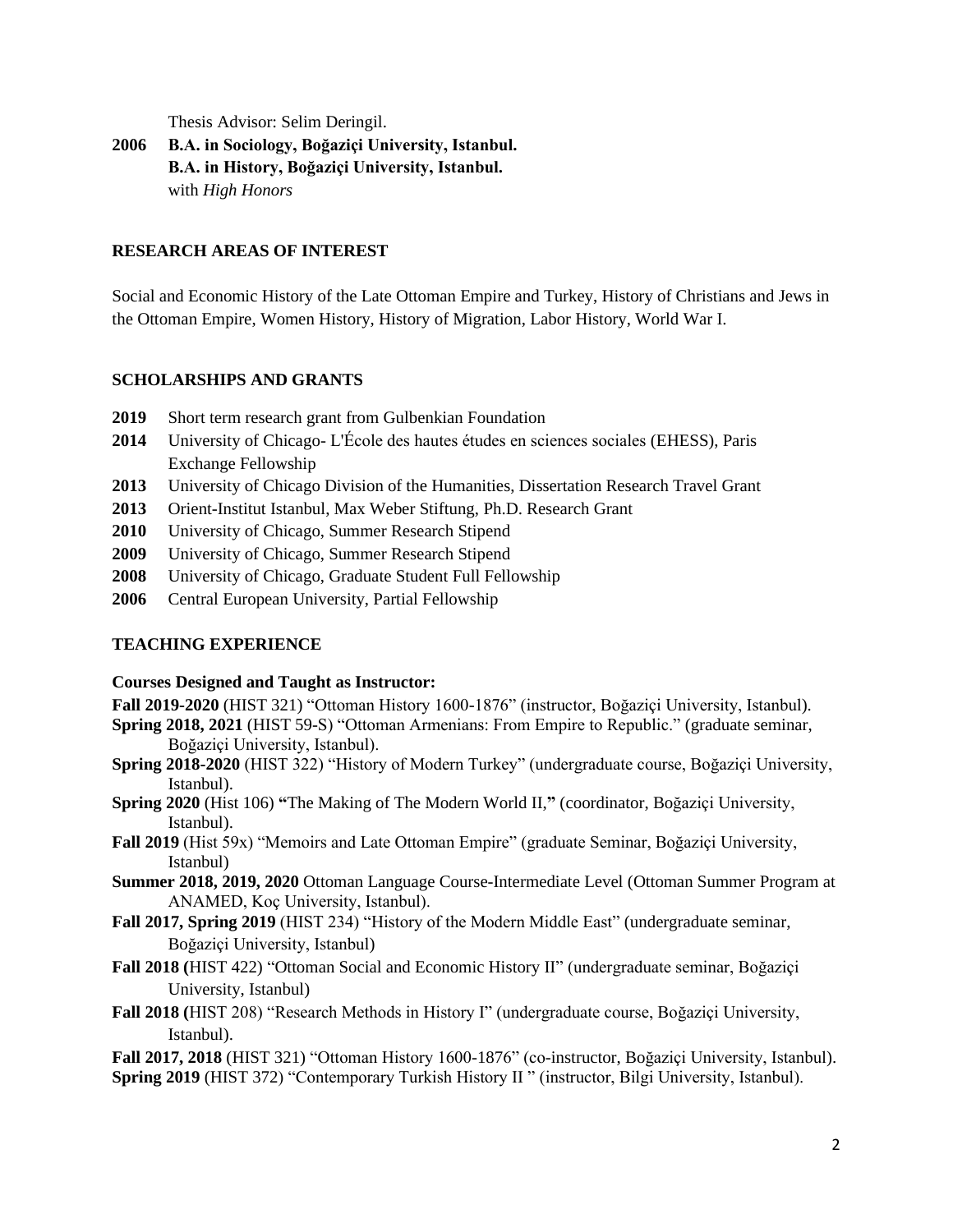Thesis Advisor: Selim Deringil.

**2006 B.A. in Sociology, Boğaziçi University, Istanbul.**
**B.A. in History, Boğaziçi University, Istanbul.**
with *High Honors*

## RESEARCH AREAS OF INTEREST

Social and Economic History of the Late Ottoman Empire and Turkey, History of Christians and Jews in the Ottoman Empire, Women History, History of Migration, Labor History, World War I.

## SCHOLARSHIPS AND GRANTS

- **2019** Short term research grant from Gulbenkian Foundation
- **2014** University of Chicago- L'École des hautes études en sciences sociales (EHESS), Paris Exchange Fellowship
- **2013** University of Chicago Division of the Humanities, Dissertation Research Travel Grant
- **2013** Orient-Institut Istanbul, Max Weber Stiftung, Ph.D. Research Grant
- **2010** University of Chicago, Summer Research Stipend
- **2009** University of Chicago, Summer Research Stipend
- **2008** University of Chicago, Graduate Student Full Fellowship
- **2006** Central European University, Partial Fellowship

## TEACHING EXPERIENCE

**Courses Designed and Taught as Instructor:**

**Fall 2019-2020** (HIST 321) "Ottoman History 1600-1876" (instructor, Boğaziçi University, Istanbul).

**Spring 2018, 2021** (HIST 59-S) "Ottoman Armenians: From Empire to Republic." (graduate seminar, Boğaziçi University, Istanbul).

**Spring 2018-2020** (HIST 322) "History of Modern Turkey" (undergraduate course, Boğaziçi University, Istanbul).

**Spring 2020** (Hist 106) **"**The Making of The Modern World II,**"** (coordinator, Boğaziçi University, Istanbul).

**Fall 2019** (Hist 59x) "Memoirs and Late Ottoman Empire" (graduate Seminar, Boğaziçi University, Istanbul)

**Summer 2018, 2019, 2020** Ottoman Language Course-Intermediate Level (Ottoman Summer Program at ANAMED, Koç University, Istanbul).

**Fall 2017, Spring 2019** (HIST 234) "History of the Modern Middle East" (undergraduate seminar, Boğaziçi University, Istanbul)

**Fall 2018 (**HIST 422) "Ottoman Social and Economic History II" (undergraduate seminar, Boğaziçi University, Istanbul)

**Fall 2018 (**HIST 208) "Research Methods in History I" (undergraduate course, Boğaziçi University, Istanbul).

**Fall 2017, 2018** (HIST 321) "Ottoman History 1600-1876" (co-instructor, Boğaziçi University, Istanbul).

**Spring 2019** (HIST 372) "Contemporary Turkish History II " (instructor, Bilgi University, Istanbul).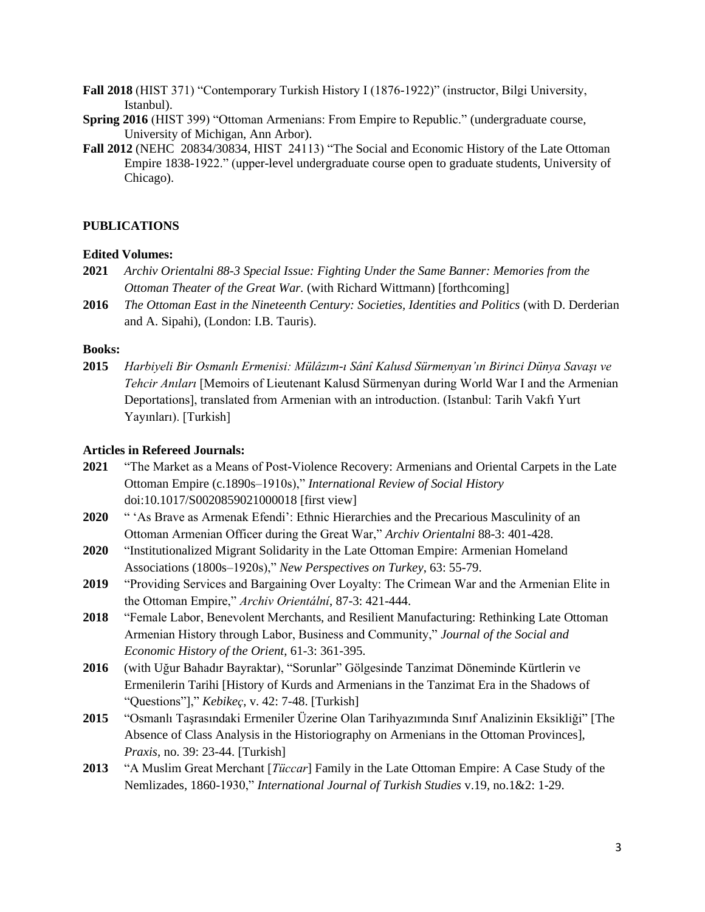**Fall 2018** (HIST 371) "Contemporary Turkish History I (1876-1922)" (instructor, Bilgi University, Istanbul).

**Spring 2016** (HIST 399) "Ottoman Armenians: From Empire to Republic." (undergraduate course, University of Michigan, Ann Arbor).

**Fall 2012** (NEHC 20834/30834, HIST 24113) "The Social and Economic History of the Late Ottoman Empire 1838-1922." (upper-level undergraduate course open to graduate students, University of Chicago).

## PUBLICATIONS

### Edited Volumes:

**2021** *Archiv Orientalni 88-3 Special Issue: Fighting Under the Same Banner: Memories from the Ottoman Theater of the Great War.* (with Richard Wittmann) [forthcoming]

**2016** *The Ottoman East in the Nineteenth Century: Societies, Identities and Politics* (with D. Derderian and A. Sipahi), (London: I.B. Tauris).

### Books:

**2015** *Harbiyeli Bir Osmanlı Ermenisi: Mülâzım-ı Sânî Kalusd Sürmenyan'ın Birinci Dünya Savaşı ve Tehcir Anıları* [Memoirs of Lieutenant Kalusd Sürmenyan during World War I and the Armenian Deportations], translated from Armenian with an introduction. (Istanbul: Tarih Vakfı Yurt Yayınları). [Turkish]

### Articles in Refereed Journals:

**2021** "The Market as a Means of Post-Violence Recovery: Armenians and Oriental Carpets in the Late Ottoman Empire (c.1890s–1910s)," *International Review of Social History* doi:10.1017/S0020859021000018 [first view]

**2020** " 'As Brave as Armenak Efendi': Ethnic Hierarchies and the Precarious Masculinity of an Ottoman Armenian Officer during the Great War," *Archiv Orientalni* 88-3: 401-428.

**2020** "Institutionalized Migrant Solidarity in the Late Ottoman Empire: Armenian Homeland Associations (1800s–1920s)," *New Perspectives on Turkey*, 63: 55-79.

**2019** "Providing Services and Bargaining Over Loyalty: The Crimean War and the Armenian Elite in the Ottoman Empire," *Archiv Orientální*, 87-3: 421-444.

**2018** "Female Labor, Benevolent Merchants, and Resilient Manufacturing: Rethinking Late Ottoman Armenian History through Labor, Business and Community," *Journal of the Social and Economic History of the Orient*, 61-3: 361-395.

**2016** (with Uğur Bahadır Bayraktar), "Sorunlar" Gölgesinde Tanzimat Döneminde Kürtlerin ve Ermenilerin Tarihi [History of Kurds and Armenians in the Tanzimat Era in the Shadows of "Questions"]," *Kebikeç*, v. 42: 7-48. [Turkish]

**2015** "Osmanlı Taşrasındaki Ermeniler Üzerine Olan Tarihyazımında Sınıf Analizinin Eksikliği" [The Absence of Class Analysis in the Historiography on Armenians in the Ottoman Provinces], *Praxis*, no. 39: 23-44. [Turkish]

**2013** "A Muslim Great Merchant [*Tüccar*] Family in the Late Ottoman Empire: A Case Study of the Nemlizades, 1860-1930," *International Journal of Turkish Studies* v.19, no.1&2: 1-29.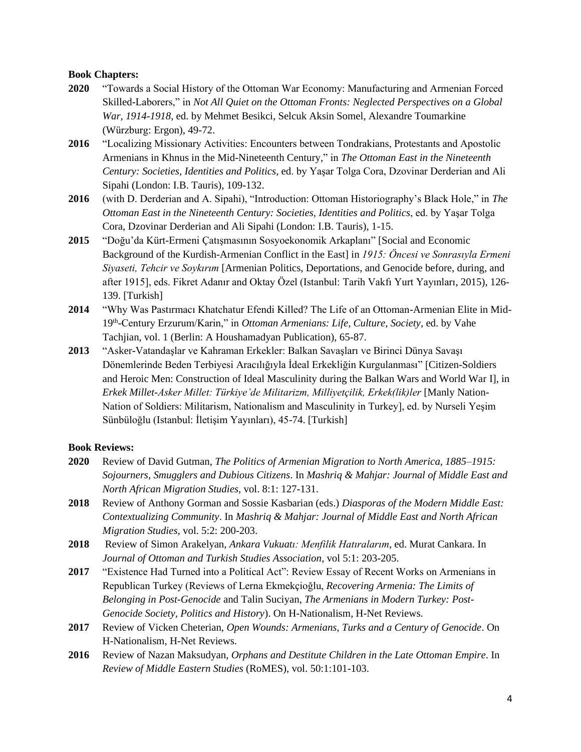**Book Chapters:**

**2020** "Towards a Social History of the Ottoman War Economy: Manufacturing and Armenian Forced Skilled-Laborers," in *Not All Quiet on the Ottoman Fronts: Neglected Perspectives on a Global War, 1914-1918*, ed. by Mehmet Besikci, Selcuk Aksin Somel, Alexandre Toumarkine (Würzburg: Ergon), 49-72.

**2016** "Localizing Missionary Activities: Encounters between Tondrakians, Protestants and Apostolic Armenians in Khnus in the Mid-Nineteenth Century," in *The Ottoman East in the Nineteenth Century: Societies, Identities and Politics*, ed. by Yaşar Tolga Cora, Dzovinar Derderian and Ali Sipahi (London: I.B. Tauris), 109-132.

**2016** (with D. Derderian and A. Sipahi), "Introduction: Ottoman Historiography's Black Hole," in *The Ottoman East in the Nineteenth Century: Societies, Identities and Politics*, ed. by Yaşar Tolga Cora, Dzovinar Derderian and Ali Sipahi (London: I.B. Tauris), 1-15.

**2015** "Doğu'da Kürt-Ermeni Çatışmasının Sosyoekonomik Arkaplanı" [Social and Economic Background of the Kurdish-Armenian Conflict in the East] in *1915: Öncesi ve Sonrasıyla Ermeni Siyaseti, Tehcir ve Soykırım* [Armenian Politics, Deportations, and Genocide before, during, and after 1915], eds. Fikret Adanır and Oktay Özel (Istanbul: Tarih Vakfı Yurt Yayınları, 2015), 126-139. [Turkish]

**2014** "Why Was Pastırmacı Khatchatur Efendi Killed? The Life of an Ottoman-Armenian Elite in Mid-19th-Century Erzurum/Karin," in *Ottoman Armenians: Life, Culture, Society*, ed. by Vahe Tachjian, vol. 1 (Berlin: A Houshamadyan Publication), 65-87.

**2013** "Asker-Vatandaşlar ve Kahraman Erkekler: Balkan Savaşları ve Birinci Dünya Savaşı Dönemlerinde Beden Terbiyesi Aracılığıyla İdeal Erkekliğin Kurgulanması" [Citizen-Soldiers and Heroic Men: Construction of Ideal Masculinity during the Balkan Wars and World War I], in *Erkek Millet-Asker Millet: Türkiye'de Militarizm, Milliyetçilik, Erkek(lik)ler* [Manly Nation-Nation of Soldiers: Militarism, Nationalism and Masculinity in Turkey], ed. by Nurseli Yeşim Sünbüloğlu (Istanbul: İletişim Yayınları), 45-74. [Turkish]

**Book Reviews:**

**2020** Review of David Gutman, *The Politics of Armenian Migration to North America, 1885–1915: Sojourners, Smugglers and Dubious Citizens*. In *Mashriq & Mahjar: Journal of Middle East and North African Migration Studies*, vol. 8:1: 127-131.

**2018** Review of Anthony Gorman and Sossie Kasbarian (eds.) *Diasporas of the Modern Middle East: Contextualizing Community*. In *Mashriq & Mahjar: Journal of Middle East and North African Migration Studies*, vol. 5:2: 200-203.

**2018** Review of Simon Arakelyan, *Ankara Vukuatı: Menfilik Hatıralarım*, ed. Murat Cankara. In *Journal of Ottoman and Turkish Studies Association*, vol 5:1: 203-205.

**2017** "Existence Had Turned into a Political Act": Review Essay of Recent Works on Armenians in Republican Turkey (Reviews of Lerna Ekmekçioğlu, *Recovering Armenia: The Limits of Belonging in Post-Genocide* and Talin Suciyan, *The Armenians in Modern Turkey: Post-Genocide Society, Politics and History*). On H-Nationalism, H-Net Reviews.

**2017** Review of Vicken Cheterian, *Open Wounds: Armenians, Turks and a Century of Genocide*. On H-Nationalism, H-Net Reviews.

**2016** Review of Nazan Maksudyan, *Orphans and Destitute Children in the Late Ottoman Empire*. In *Review of Middle Eastern Studies* (RoMES), vol. 50:1:101-103.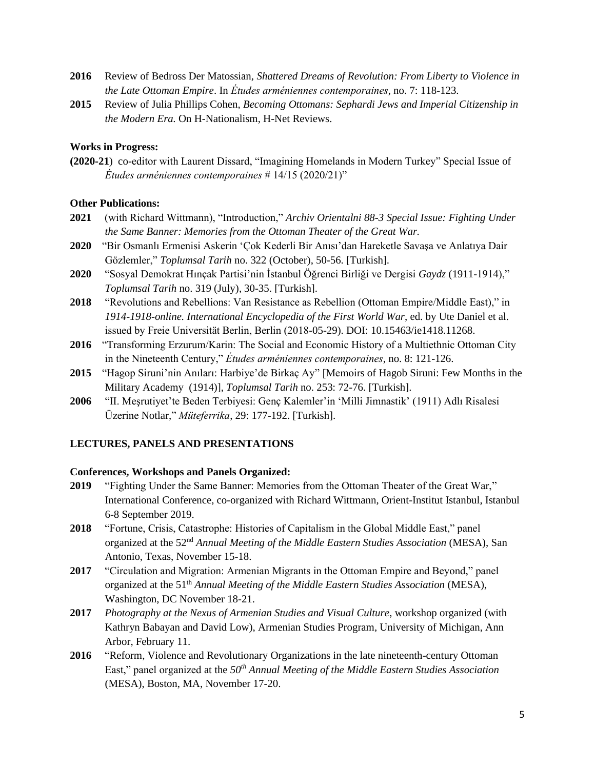**2016** Review of Bedross Der Matossian, *Shattered Dreams of Revolution: From Liberty to Violence in the Late Ottoman Empire*. In *Études arméniennes contemporaines*, no. 7: 118-123.

**2015** Review of Julia Phillips Cohen, *Becoming Ottomans: Sephardi Jews and Imperial Citizenship in the Modern Era.* On H-Nationalism, H-Net Reviews.

**Works in Progress:**

**(2020-21**) co-editor with Laurent Dissard, "Imagining Homelands in Modern Turkey" Special Issue of *Études arméniennes contemporaines* # 14/15 (2020/21)"

**Other Publications:**

**2021** (with Richard Wittmann), "Introduction," *Archiv Orientalni 88-3 Special Issue: Fighting Under the Same Banner: Memories from the Ottoman Theater of the Great War.*

**2020** "Bir Osmanlı Ermenisi Askerin 'Çok Kederli Bir Anısı'dan Hareketle Savaşa ve Anlatıya Dair Gözlemler," *Toplumsal Tarih* no. 322 (October), 50-56. [Turkish].

**2020** "Sosyal Demokrat Hınçak Partisi'nin İstanbul Öğrenci Birliği ve Dergisi *Gaydz* (1911-1914)," *Toplumsal Tarih* no. 319 (July), 30-35. [Turkish].

**2018** "Revolutions and Rebellions: Van Resistance as Rebellion (Ottoman Empire/Middle East)," in *1914-1918-online. International Encyclopedia of the First World War*, ed. by Ute Daniel et al. issued by Freie Universität Berlin, Berlin (2018-05-29). DOI: 10.15463/ie1418.11268.

**2016** "Transforming Erzurum/Karin: The Social and Economic History of a Multiethnic Ottoman City in the Nineteenth Century," *Études arméniennes contemporaines*, no. 8: 121-126.

**2015** "Hagop Siruni'nin Anıları: Harbiye'de Birkaç Ay" [Memoirs of Hagob Siruni: Few Months in the Military Academy (1914)], *Toplumsal Tarih* no. 253: 72-76. [Turkish].

**2006** "II. Meşrutiyet'te Beden Terbiyesi: Genç Kalemler'in 'Milli Jimnastik' (1911) Adlı Risalesi Üzerine Notlar," *Müteferrika*, 29: 177-192. [Turkish].

## LECTURES, PANELS AND PRESENTATIONS

**Conferences, Workshops and Panels Organized:**

**2019** "Fighting Under the Same Banner: Memories from the Ottoman Theater of the Great War," International Conference, co-organized with Richard Wittmann, Orient-Institut Istanbul, Istanbul 6-8 September 2019.

**2018** "Fortune, Crisis, Catastrophe: Histories of Capitalism in the Global Middle East," panel organized at the 52nd *Annual Meeting of the Middle Eastern Studies Association* (MESA), San Antonio, Texas, November 15-18.

**2017** "Circulation and Migration: Armenian Migrants in the Ottoman Empire and Beyond," panel organized at the 51th *Annual Meeting of the Middle Eastern Studies Association* (MESA), Washington, DC November 18-21.

**2017** *Photography at the Nexus of Armenian Studies and Visual Culture*, workshop organized (with Kathryn Babayan and David Low), Armenian Studies Program, University of Michigan, Ann Arbor, February 11.

**2016** "Reform, Violence and Revolutionary Organizations in the late nineteenth-century Ottoman East," panel organized at the *50th Annual Meeting of the Middle Eastern Studies Association* (MESA), Boston, MA, November 17-20.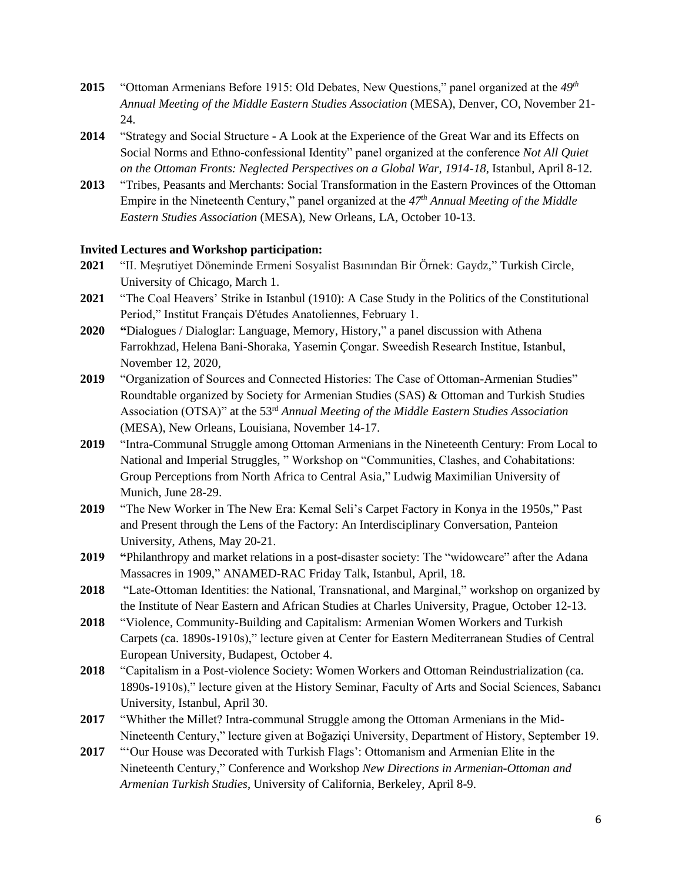**2015** "Ottoman Armenians Before 1915: Old Debates, New Questions," panel organized at the *49th Annual Meeting of the Middle Eastern Studies Association* (MESA), Denver, CO, November 21-24.

**2014** "Strategy and Social Structure - A Look at the Experience of the Great War and its Effects on Social Norms and Ethno-confessional Identity" panel organized at the conference *Not All Quiet on the Ottoman Fronts: Neglected Perspectives on a Global War, 1914-18*, Istanbul, April 8-12.

**2013** "Tribes, Peasants and Merchants: Social Transformation in the Eastern Provinces of the Ottoman Empire in the Nineteenth Century," panel organized at the *47th Annual Meeting of the Middle Eastern Studies Association* (MESA), New Orleans, LA, October 10-13.

**Invited Lectures and Workshop participation:**

**2021** "II. Meşrutiyet Döneminde Ermeni Sosyalist Basınından Bir Örnek: Gaydz," Turkish Circle, University of Chicago, March 1.

**2021** "The Coal Heavers' Strike in Istanbul (1910): A Case Study in the Politics of the Constitutional Period," Institut Français D'études Anatoliennes, February 1.

**2020** **"**Dialogues / Dialoglar: Language, Memory, History," a panel discussion with Athena Farrokhzad, Helena Bani-Shoraka, Yasemin Çongar. Sweedish Research Institue, Istanbul, November 12, 2020,

**2019** "Organization of Sources and Connected Histories: The Case of Ottoman-Armenian Studies" Roundtable organized by Society for Armenian Studies (SAS) & Ottoman and Turkish Studies Association (OTSA)" at the 53rd *Annual Meeting of the Middle Eastern Studies Association* (MESA), New Orleans, Louisiana, November 14-17.

**2019** "Intra-Communal Struggle among Ottoman Armenians in the Nineteenth Century: From Local to National and Imperial Struggles, " Workshop on "Communities, Clashes, and Cohabitations: Group Perceptions from North Africa to Central Asia," Ludwig Maximilian University of Munich, June 28-29.

**2019** "The New Worker in The New Era: Kemal Seli's Carpet Factory in Konya in the 1950s," Past and Present through the Lens of the Factory: An Interdisciplinary Conversation, Panteion University, Athens, May 20-21.

**2019** **"**Philanthropy and market relations in a post-disaster society: The "widowcare" after the Adana Massacres in 1909," ANAMED-RAC Friday Talk, Istanbul, April, 18.

**2018** "Late-Ottoman Identities: the National, Transnational, and Marginal," workshop on organized by the Institute of Near Eastern and African Studies at Charles University, Prague, October 12-13.

**2018** "Violence, Community-Building and Capitalism: Armenian Women Workers and Turkish Carpets (ca. 1890s-1910s)," lecture given at Center for Eastern Mediterranean Studies of Central European University, Budapest, October 4.

**2018** "Capitalism in a Post-violence Society: Women Workers and Ottoman Reindustrialization (ca. 1890s-1910s)," lecture given at the History Seminar, Faculty of Arts and Social Sciences, Sabancı University, Istanbul, April 30.

**2017** "Whither the Millet? Intra-communal Struggle among the Ottoman Armenians in the Mid-Nineteenth Century," lecture given at Boğaziçi University, Department of History, September 19.

**2017** "'Our House was Decorated with Turkish Flags': Ottomanism and Armenian Elite in the Nineteenth Century," Conference and Workshop *New Directions in Armenian-Ottoman and Armenian Turkish Studies*, University of California, Berkeley, April 8-9.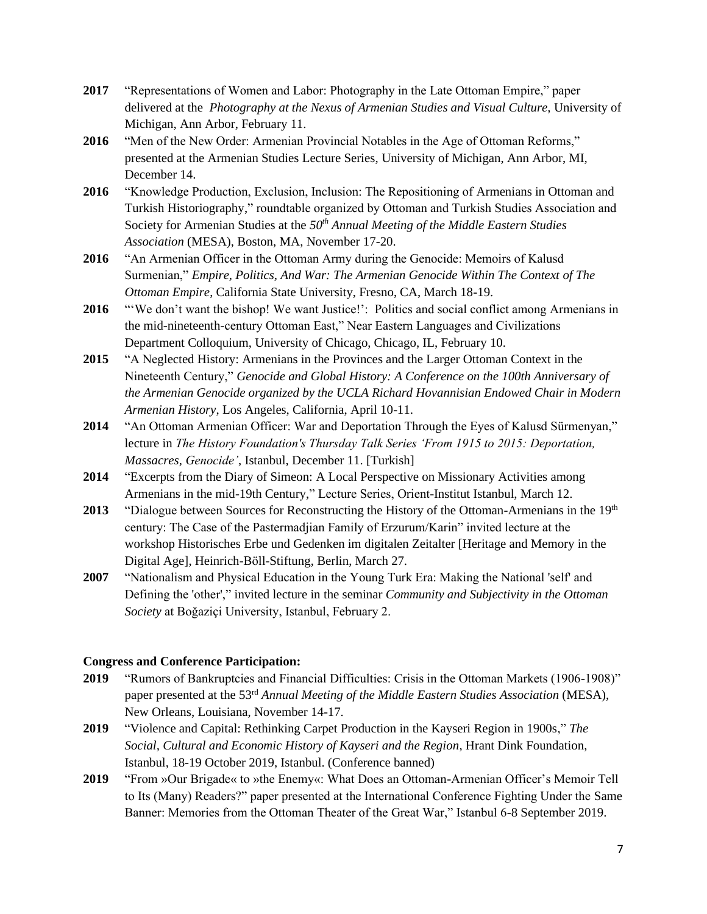**2017** "Representations of Women and Labor: Photography in the Late Ottoman Empire," paper delivered at the *Photography at the Nexus of Armenian Studies and Visual Culture*, University of Michigan, Ann Arbor, February 11.

**2016** "Men of the New Order: Armenian Provincial Notables in the Age of Ottoman Reforms," presented at the Armenian Studies Lecture Series, University of Michigan, Ann Arbor, MI, December 14.

**2016** "Knowledge Production, Exclusion, Inclusion: The Repositioning of Armenians in Ottoman and Turkish Historiography," roundtable organized by Ottoman and Turkish Studies Association and Society for Armenian Studies at the *50th Annual Meeting of the Middle Eastern Studies Association* (MESA), Boston, MA, November 17-20.

**2016** "An Armenian Officer in the Ottoman Army during the Genocide: Memoirs of Kalusd Surmenian," *Empire, Politics, And War: The Armenian Genocide Within The Context of The Ottoman Empire*, California State University, Fresno, CA, March 18-19.

**2016** "'We don't want the bishop! We want Justice!': Politics and social conflict among Armenians in the mid-nineteenth-century Ottoman East," Near Eastern Languages and Civilizations Department Colloquium, University of Chicago, Chicago, IL, February 10.

**2015** "A Neglected History: Armenians in the Provinces and the Larger Ottoman Context in the Nineteenth Century," *Genocide and Global History: A Conference on the 100th Anniversary of the Armenian Genocide organized by the UCLA Richard Hovannisian Endowed Chair in Modern Armenian History*, Los Angeles, California, April 10-11.

**2014** "An Ottoman Armenian Officer: War and Deportation Through the Eyes of Kalusd Sürmenyan," lecture in *The History Foundation's Thursday Talk Series 'From 1915 to 2015: Deportation, Massacres, Genocide'*, Istanbul, December 11. [Turkish]

**2014** "Excerpts from the Diary of Simeon: A Local Perspective on Missionary Activities among Armenians in the mid-19th Century," Lecture Series, Orient-Institut Istanbul, March 12.

**2013** "Dialogue between Sources for Reconstructing the History of the Ottoman-Armenians in the 19th century: The Case of the Pastermadjian Family of Erzurum/Karin" invited lecture at the workshop Historisches Erbe und Gedenken im digitalen Zeitalter [Heritage and Memory in the Digital Age], Heinrich-Böll-Stiftung, Berlin, March 27.

**2007** "Nationalism and Physical Education in the Young Turk Era: Making the National 'self' and Defining the 'other'," invited lecture in the seminar *Community and Subjectivity in the Ottoman Society* at Boğaziçi University, Istanbul, February 2.

**Congress and Conference Participation:**

**2019** "Rumors of Bankruptcies and Financial Difficulties: Crisis in the Ottoman Markets (1906-1908)" paper presented at the 53rd *Annual Meeting of the Middle Eastern Studies Association* (MESA), New Orleans, Louisiana, November 14-17.

**2019** "Violence and Capital: Rethinking Carpet Production in the Kayseri Region in 1900s," *The Social, Cultural and Economic History of Kayseri and the Region*, Hrant Dink Foundation, Istanbul, 18-19 October 2019, Istanbul. (Conference banned)

**2019** "From »Our Brigade« to »the Enemy«: What Does an Ottoman-Armenian Officer's Memoir Tell to Its (Many) Readers?" paper presented at the International Conference Fighting Under the Same Banner: Memories from the Ottoman Theater of the Great War," Istanbul 6-8 September 2019.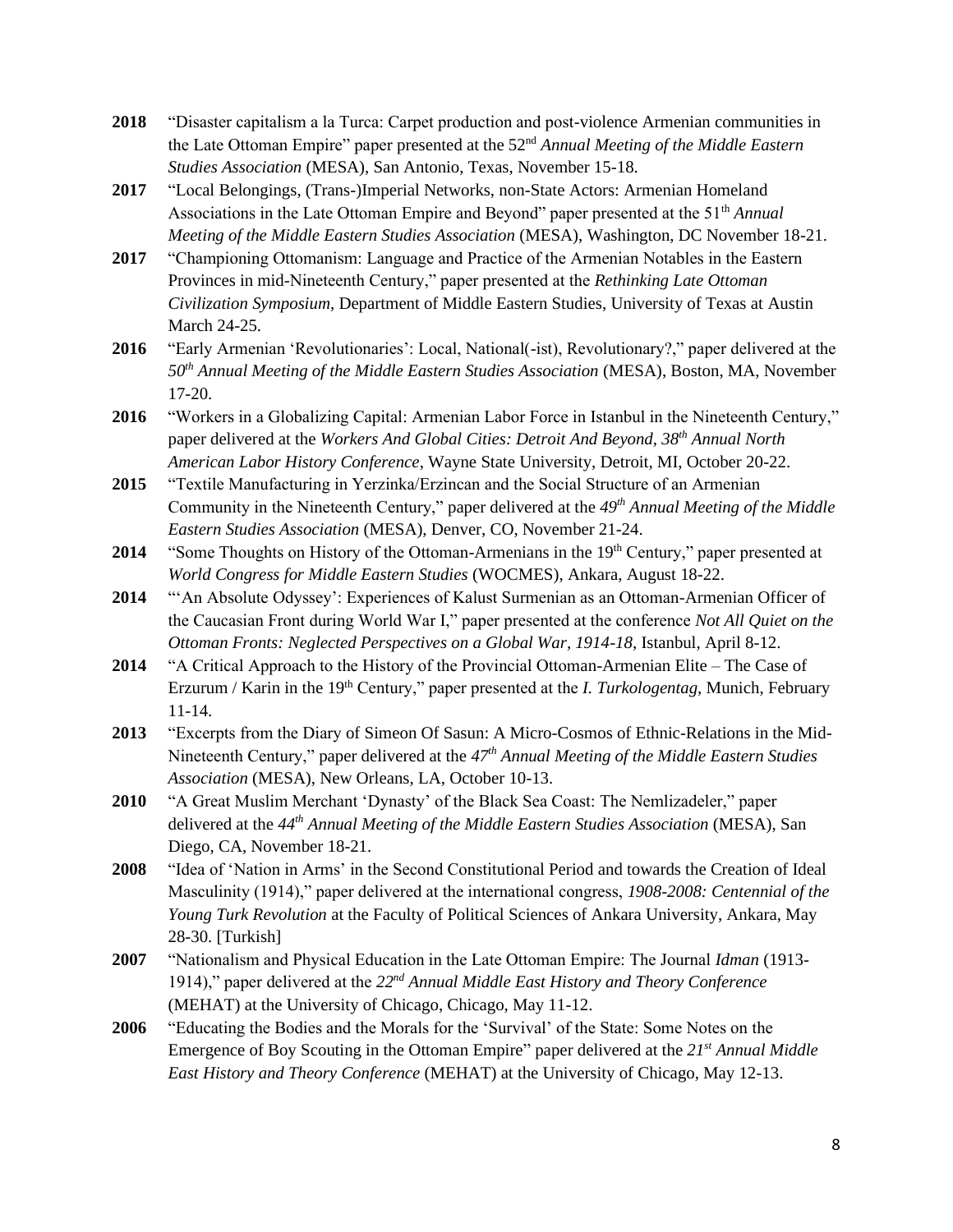**2018** "Disaster capitalism a la Turca: Carpet production and post-violence Armenian communities in the Late Ottoman Empire" paper presented at the 52nd *Annual Meeting of the Middle Eastern Studies Association* (MESA), San Antonio, Texas, November 15-18.

**2017** "Local Belongings, (Trans-)Imperial Networks, non-State Actors: Armenian Homeland Associations in the Late Ottoman Empire and Beyond" paper presented at the 51th *Annual Meeting of the Middle Eastern Studies Association* (MESA), Washington, DC November 18-21.

**2017** "Championing Ottomanism: Language and Practice of the Armenian Notables in the Eastern Provinces in mid-Nineteenth Century," paper presented at the *Rethinking Late Ottoman Civilization Symposium*, Department of Middle Eastern Studies, University of Texas at Austin March 24-25.

**2016** "Early Armenian 'Revolutionaries': Local, National(-ist), Revolutionary?," paper delivered at the *50th Annual Meeting of the Middle Eastern Studies Association* (MESA), Boston, MA, November 17-20.

**2016** "Workers in a Globalizing Capital: Armenian Labor Force in Istanbul in the Nineteenth Century," paper delivered at the *Workers And Global Cities: Detroit And Beyond, 38th Annual North American Labor History Conference*, Wayne State University, Detroit, MI, October 20-22.

**2015** "Textile Manufacturing in Yerzinka/Erzincan and the Social Structure of an Armenian Community in the Nineteenth Century," paper delivered at the *49th Annual Meeting of the Middle Eastern Studies Association* (MESA), Denver, CO, November 21-24.

**2014** "Some Thoughts on History of the Ottoman-Armenians in the 19th Century," paper presented at *World Congress for Middle Eastern Studies* (WOCMES), Ankara, August 18-22.

**2014** "'An Absolute Odyssey': Experiences of Kalust Surmenian as an Ottoman-Armenian Officer of the Caucasian Front during World War I," paper presented at the conference *Not All Quiet on the Ottoman Fronts: Neglected Perspectives on a Global War, 1914-18*, Istanbul, April 8-12.

**2014** "A Critical Approach to the History of the Provincial Ottoman-Armenian Elite – The Case of Erzurum / Karin in the 19th Century," paper presented at the *I. Turkologentag*, Munich, February 11-14.

**2013** "Excerpts from the Diary of Simeon Of Sasun: A Micro-Cosmos of Ethnic-Relations in the Mid-Nineteenth Century," paper delivered at the *47th Annual Meeting of the Middle Eastern Studies Association* (MESA), New Orleans, LA, October 10-13.

**2010** "A Great Muslim Merchant 'Dynasty' of the Black Sea Coast: The Nemlizadeler," paper delivered at the *44th Annual Meeting of the Middle Eastern Studies Association* (MESA), San Diego, CA, November 18-21.

**2008** "Idea of 'Nation in Arms' in the Second Constitutional Period and towards the Creation of Ideal Masculinity (1914)," paper delivered at the international congress, *1908-2008: Centennial of the Young Turk Revolution* at the Faculty of Political Sciences of Ankara University, Ankara, May 28-30. [Turkish]

**2007** "Nationalism and Physical Education in the Late Ottoman Empire: The Journal *Idman* (1913-1914)," paper delivered at the *22nd Annual Middle East History and Theory Conference* (MEHAT) at the University of Chicago, Chicago, May 11-12.

**2006** "Educating the Bodies and the Morals for the 'Survival' of the State: Some Notes on the Emergence of Boy Scouting in the Ottoman Empire" paper delivered at the *21st Annual Middle East History and Theory Conference* (MEHAT) at the University of Chicago, May 12-13.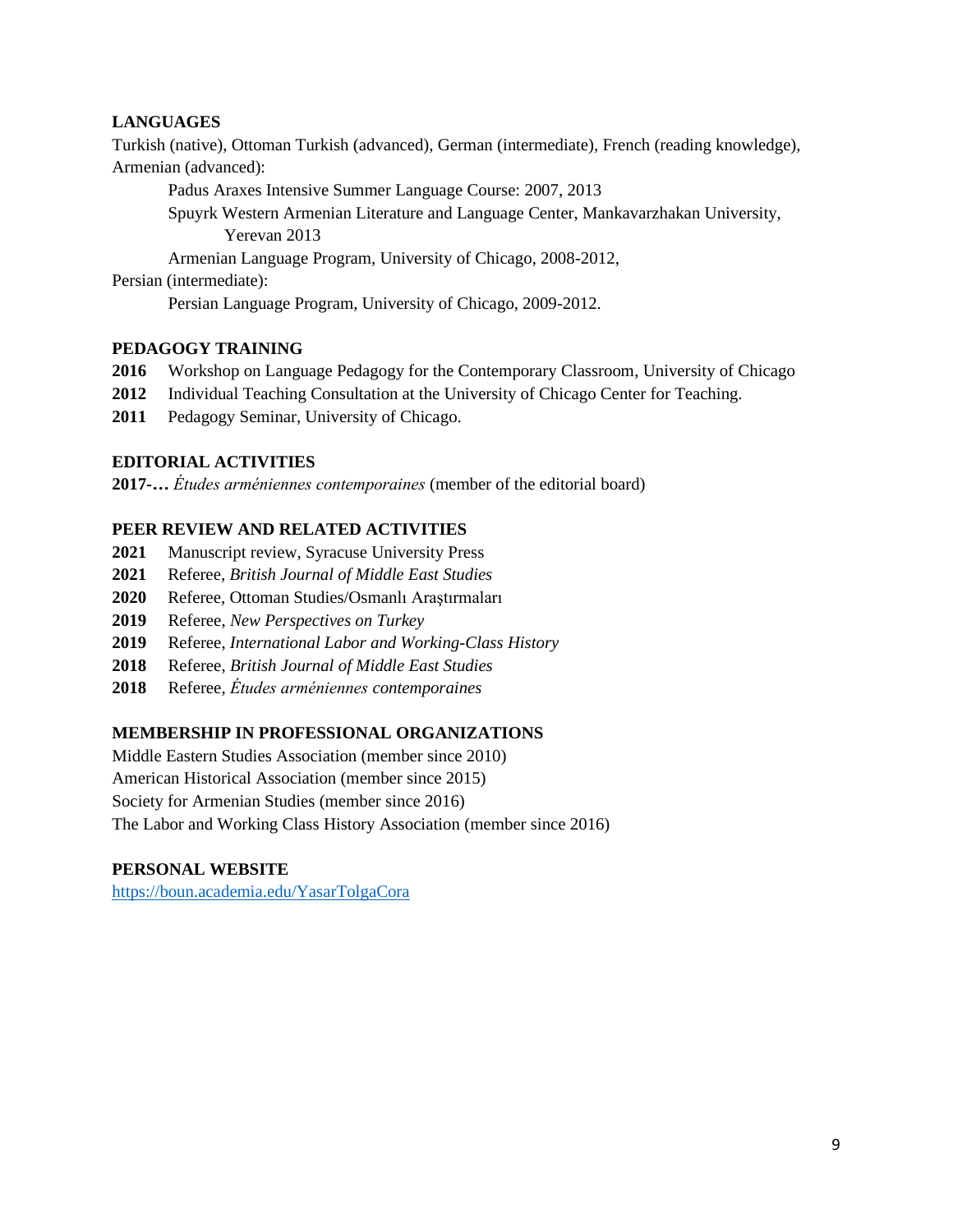## LANGUAGES

Turkish (native), Ottoman Turkish (advanced), German (intermediate), French (reading knowledge), Armenian (advanced):

Padus Araxes Intensive Summer Language Course: 2007, 2013

Spuyrk Western Armenian Literature and Language Center, Mankavarzhakan University, Yerevan 2013

Armenian Language Program, University of Chicago, 2008-2012,

Persian (intermediate):

Persian Language Program, University of Chicago, 2009-2012.

## PEDAGOGY TRAINING

**2016** Workshop on Language Pedagogy for the Contemporary Classroom, University of Chicago

**2012** Individual Teaching Consultation at the University of Chicago Center for Teaching.

**2011** Pedagogy Seminar, University of Chicago.

## EDITORIAL ACTIVITIES

**2017-…** *Études arméniennes contemporaines* (member of the editorial board)

## PEER REVIEW AND RELATED ACTIVITIES

**2021** Manuscript review, Syracuse University Press

**2021** Referee, *British Journal of Middle East Studies*

**2020** Referee, Ottoman Studies/Osmanlı Araştırmaları

**2019** Referee, *New Perspectives on Turkey*

**2019** Referee, *International Labor and Working-Class History*

**2018** Referee, *British Journal of Middle East Studies*

**2018** Referee, *Études arméniennes contemporaines*

## MEMBERSHIP IN PROFESSIONAL ORGANIZATIONS

Middle Eastern Studies Association (member since 2010)

American Historical Association (member since 2015)

Society for Armenian Studies (member since 2016)

The Labor and Working Class History Association (member since 2016)

## PERSONAL WEBSITE

https://boun.academia.edu/YasarTolgaCora